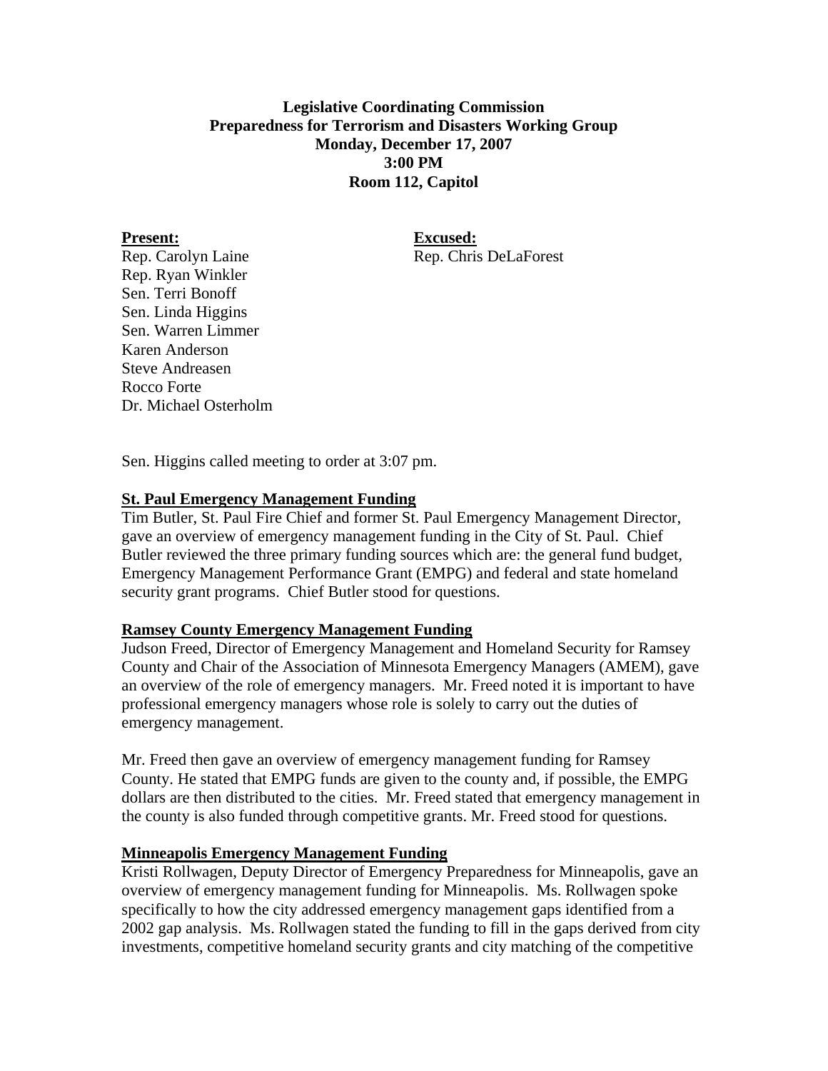**Legislative Coordinating Commission**
**Preparedness for Terrorism and Disasters Working Group**
**Monday, December 17, 2007**
**3:00 PM**
**Room 112, Capitol**

**Present:**
Rep. Carolyn Laine
Rep. Ryan Winkler
Sen. Terri Bonoff
Sen. Linda Higgins
Sen. Warren Limmer
Karen Anderson
Steve Andreasen
Rocco Forte
Dr. Michael Osterholm

**Excused:**
Rep. Chris DeLaForest

Sen. Higgins called meeting to order at 3:07 pm.

**St. Paul Emergency Management Funding**

Tim Butler, St. Paul Fire Chief and former St. Paul Emergency Management Director, gave an overview of emergency management funding in the City of St. Paul. Chief Butler reviewed the three primary funding sources which are: the general fund budget, Emergency Management Performance Grant (EMPG) and federal and state homeland security grant programs. Chief Butler stood for questions.

**Ramsey County Emergency Management Funding**

Judson Freed, Director of Emergency Management and Homeland Security for Ramsey County and Chair of the Association of Minnesota Emergency Managers (AMEM), gave an overview of the role of emergency managers. Mr. Freed noted it is important to have professional emergency managers whose role is solely to carry out the duties of emergency management.

Mr. Freed then gave an overview of emergency management funding for Ramsey County. He stated that EMPG funds are given to the county and, if possible, the EMPG dollars are then distributed to the cities. Mr. Freed stated that emergency management in the county is also funded through competitive grants. Mr. Freed stood for questions.

**Minneapolis Emergency Management Funding**

Kristi Rollwagen, Deputy Director of Emergency Preparedness for Minneapolis, gave an overview of emergency management funding for Minneapolis. Ms. Rollwagen spoke specifically to how the city addressed emergency management gaps identified from a 2002 gap analysis. Ms. Rollwagen stated the funding to fill in the gaps derived from city investments, competitive homeland security grants and city matching of the competitive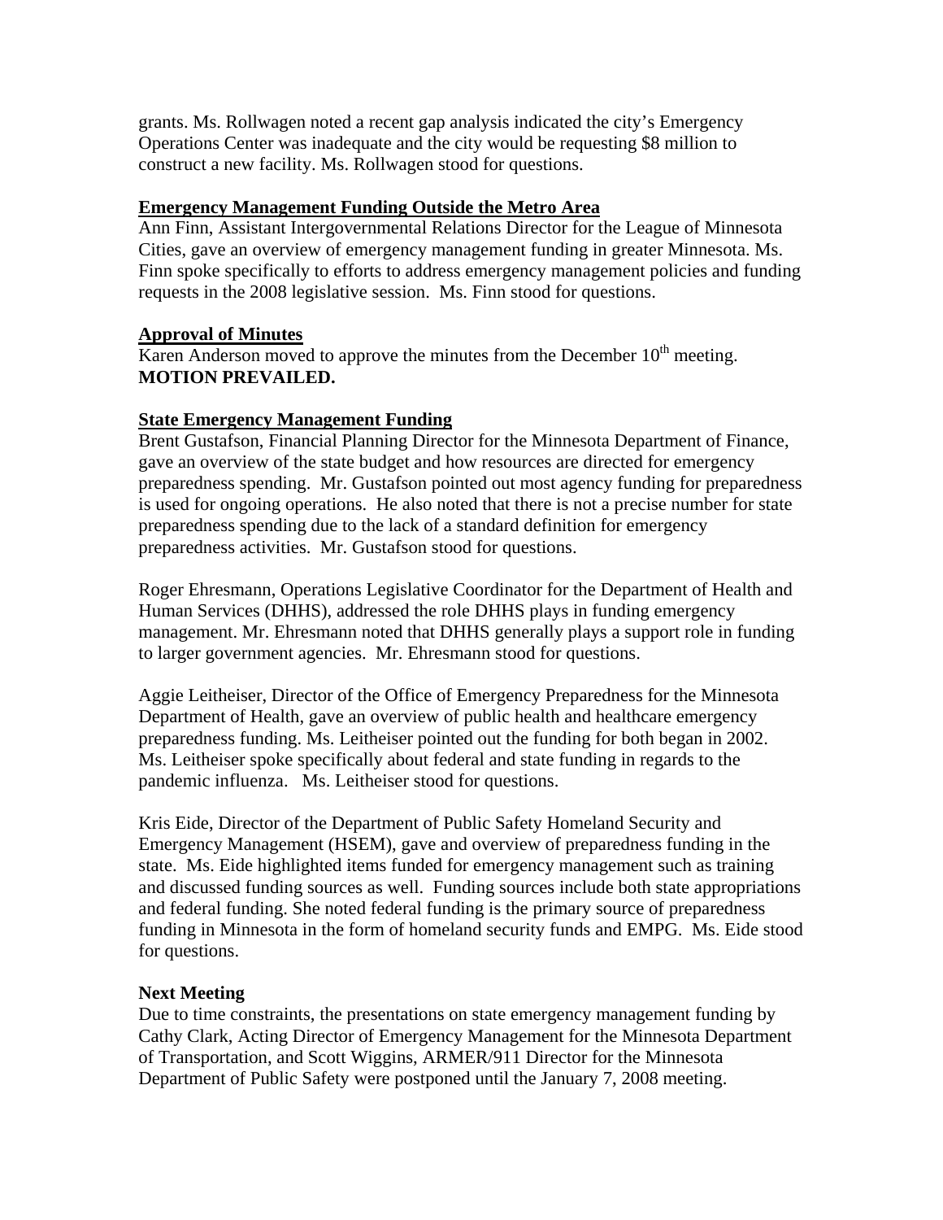grants. Ms. Rollwagen noted a recent gap analysis indicated the city's Emergency Operations Center was inadequate and the city would be requesting $8 million to construct a new facility. Ms. Rollwagen stood for questions.

**Emergency Management Funding Outside the Metro Area**

Ann Finn, Assistant Intergovernmental Relations Director for the League of Minnesota Cities, gave an overview of emergency management funding in greater Minnesota. Ms. Finn spoke specifically to efforts to address emergency management policies and funding requests in the 2008 legislative session. Ms. Finn stood for questions.

**Approval of Minutes**

Karen Anderson moved to approve the minutes from the December 10th meeting.
**MOTION PREVAILED.**

**State Emergency Management Funding**

Brent Gustafson, Financial Planning Director for the Minnesota Department of Finance, gave an overview of the state budget and how resources are directed for emergency preparedness spending. Mr. Gustafson pointed out most agency funding for preparedness is used for ongoing operations. He also noted that there is not a precise number for state preparedness spending due to the lack of a standard definition for emergency preparedness activities. Mr. Gustafson stood for questions.

Roger Ehresmann, Operations Legislative Coordinator for the Department of Health and Human Services (DHHS), addressed the role DHHS plays in funding emergency management. Mr. Ehresmann noted that DHHS generally plays a support role in funding to larger government agencies. Mr. Ehresmann stood for questions.

Aggie Leitheiser, Director of the Office of Emergency Preparedness for the Minnesota Department of Health, gave an overview of public health and healthcare emergency preparedness funding. Ms. Leitheiser pointed out the funding for both began in 2002. Ms. Leitheiser spoke specifically about federal and state funding in regards to the pandemic influenza. Ms. Leitheiser stood for questions.

Kris Eide, Director of the Department of Public Safety Homeland Security and Emergency Management (HSEM), gave and overview of preparedness funding in the state. Ms. Eide highlighted items funded for emergency management such as training and discussed funding sources as well. Funding sources include both state appropriations and federal funding. She noted federal funding is the primary source of preparedness funding in Minnesota in the form of homeland security funds and EMPG. Ms. Eide stood for questions.

**Next Meeting**

Due to time constraints, the presentations on state emergency management funding by Cathy Clark, Acting Director of Emergency Management for the Minnesota Department of Transportation, and Scott Wiggins, ARMER/911 Director for the Minnesota Department of Public Safety were postponed until the January 7, 2008 meeting.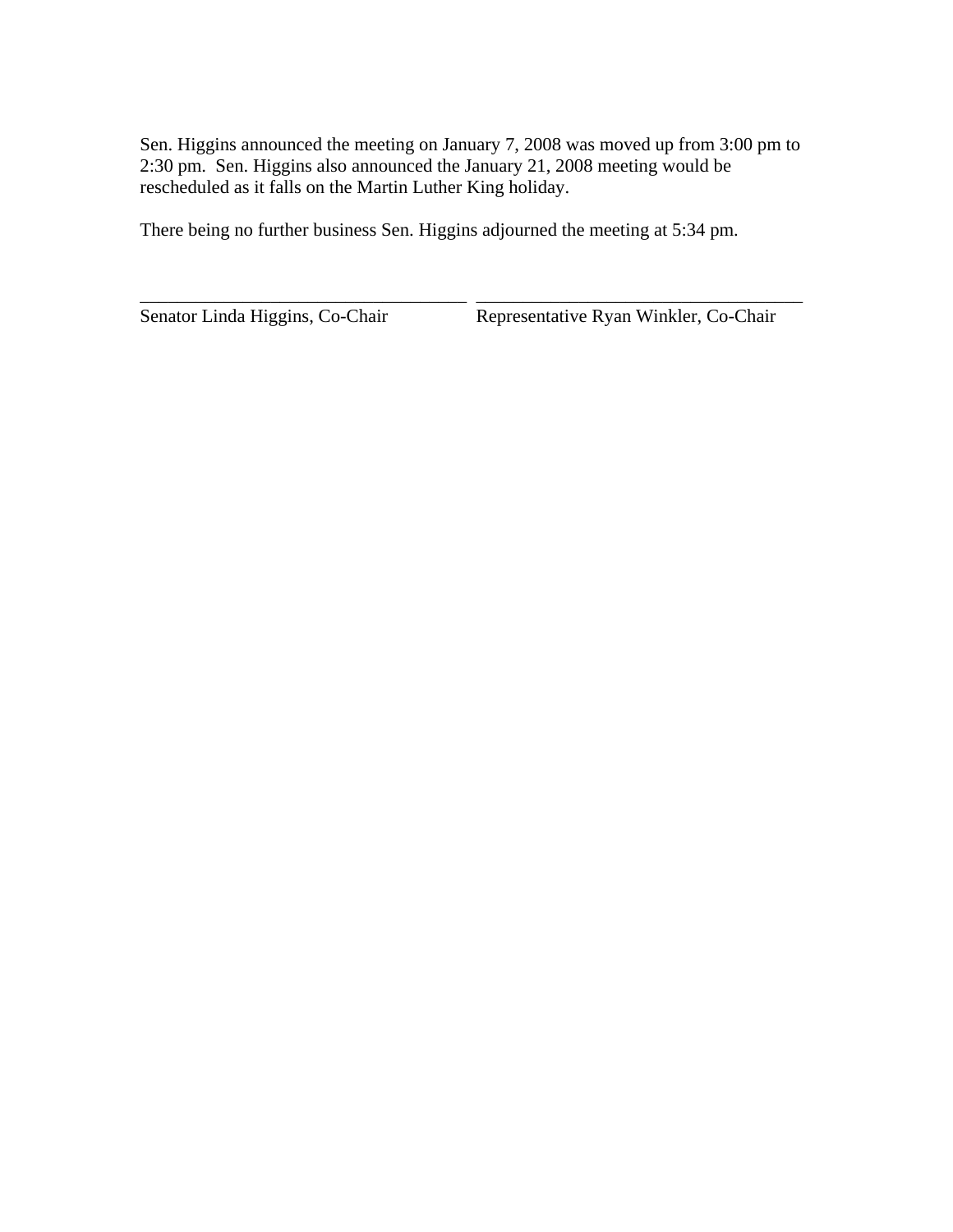Sen. Higgins announced the meeting on January 7, 2008 was moved up from 3:00 pm to 2:30 pm. Sen. Higgins also announced the January 21, 2008 meeting would be rescheduled as it falls on the Martin Luther King holiday.

There being no further business Sen. Higgins adjourned the meeting at 5:34 pm.

| | |
|---|---|
| ___________________________________ | ___________________________________ |
| Senator Linda Higgins, Co-Chair | Representative Ryan Winkler, Co-Chair |